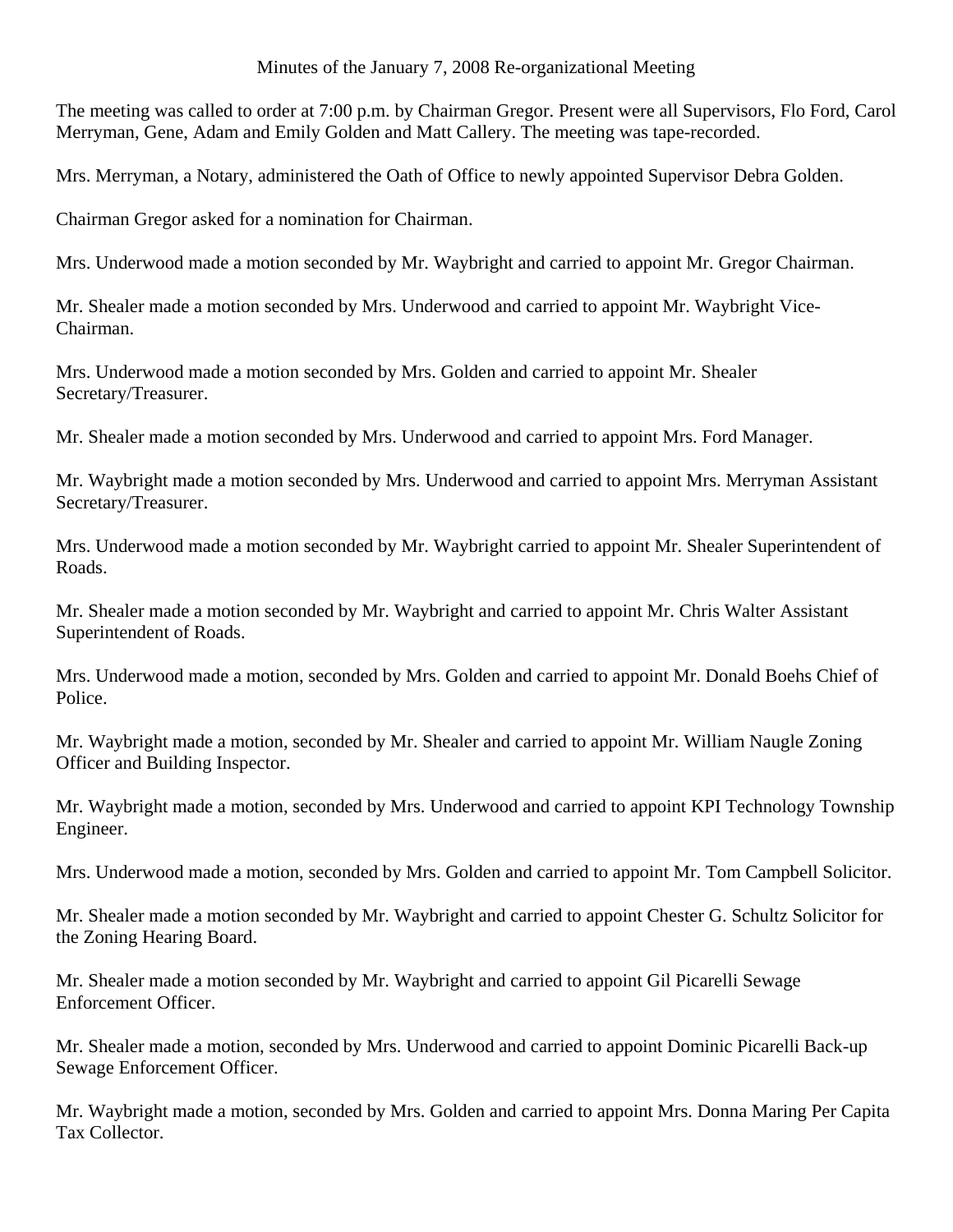# Minutes of the January 7, 2008 Re-organizational Meeting

The meeting was called to order at 7:00 p.m. by Chairman Gregor. Present were all Supervisors, Flo Ford, Carol Merryman, Gene, Adam and Emily Golden and Matt Callery. The meeting was tape-recorded.

Mrs. Merryman, a Notary, administered the Oath of Office to newly appointed Supervisor Debra Golden.

Chairman Gregor asked for a nomination for Chairman.

Mrs. Underwood made a motion seconded by Mr. Waybright and carried to appoint Mr. Gregor Chairman.

Mr. Shealer made a motion seconded by Mrs. Underwood and carried to appoint Mr. Waybright Vice-Chairman.

Mrs. Underwood made a motion seconded by Mrs. Golden and carried to appoint Mr. Shealer Secretary/Treasurer.

Mr. Shealer made a motion seconded by Mrs. Underwood and carried to appoint Mrs. Ford Manager.

Mr. Waybright made a motion seconded by Mrs. Underwood and carried to appoint Mrs. Merryman Assistant Secretary/Treasurer.

Mrs. Underwood made a motion seconded by Mr. Waybright carried to appoint Mr. Shealer Superintendent of Roads.

Mr. Shealer made a motion seconded by Mr. Waybright and carried to appoint Mr. Chris Walter Assistant Superintendent of Roads.

Mrs. Underwood made a motion, seconded by Mrs. Golden and carried to appoint Mr. Donald Boehs Chief of Police.

Mr. Waybright made a motion, seconded by Mr. Shealer and carried to appoint Mr. William Naugle Zoning Officer and Building Inspector.

Mr. Waybright made a motion, seconded by Mrs. Underwood and carried to appoint KPI Technology Township Engineer.

Mrs. Underwood made a motion, seconded by Mrs. Golden and carried to appoint Mr. Tom Campbell Solicitor.

Mr. Shealer made a motion seconded by Mr. Waybright and carried to appoint Chester G. Schultz Solicitor for the Zoning Hearing Board.

Mr. Shealer made a motion seconded by Mr. Waybright and carried to appoint Gil Picarelli Sewage Enforcement Officer.

Mr. Shealer made a motion, seconded by Mrs. Underwood and carried to appoint Dominic Picarelli Back-up Sewage Enforcement Officer.

Mr. Waybright made a motion, seconded by Mrs. Golden and carried to appoint Mrs. Donna Maring Per Capita Tax Collector.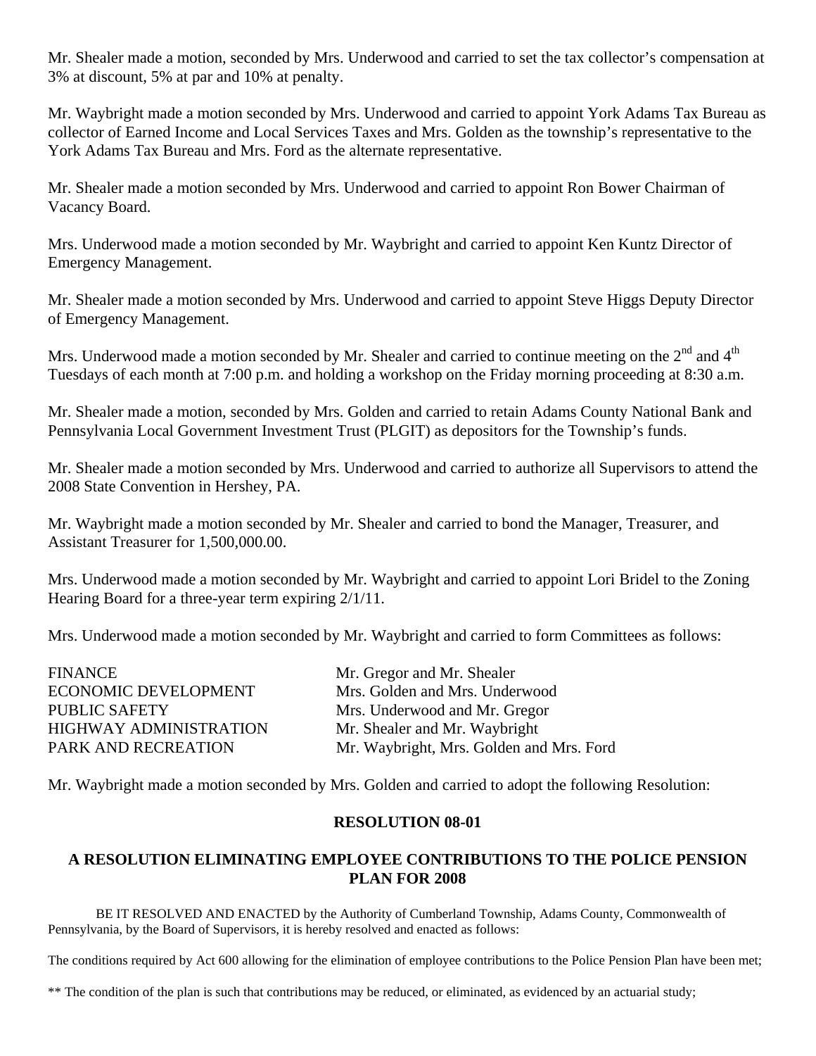Mr. Shealer made a motion, seconded by Mrs. Underwood and carried to set the tax collector's compensation at 3% at discount, 5% at par and 10% at penalty.

Mr. Waybright made a motion seconded by Mrs. Underwood and carried to appoint York Adams Tax Bureau as collector of Earned Income and Local Services Taxes and Mrs. Golden as the township's representative to the York Adams Tax Bureau and Mrs. Ford as the alternate representative.

Mr. Shealer made a motion seconded by Mrs. Underwood and carried to appoint Ron Bower Chairman of Vacancy Board.

Mrs. Underwood made a motion seconded by Mr. Waybright and carried to appoint Ken Kuntz Director of Emergency Management.

Mr. Shealer made a motion seconded by Mrs. Underwood and carried to appoint Steve Higgs Deputy Director of Emergency Management.

Mrs. Underwood made a motion seconded by Mr. Shealer and carried to continue meeting on the 2nd and 4th Tuesdays of each month at 7:00 p.m. and holding a workshop on the Friday morning proceeding at 8:30 a.m.

Mr. Shealer made a motion, seconded by Mrs. Golden and carried to retain Adams County National Bank and Pennsylvania Local Government Investment Trust (PLGIT) as depositors for the Township's funds.

Mr. Shealer made a motion seconded by Mrs. Underwood and carried to authorize all Supervisors to attend the 2008 State Convention in Hershey, PA.

Mr. Waybright made a motion seconded by Mr. Shealer and carried to bond the Manager, Treasurer, and Assistant Treasurer for 1,500,000.00.

Mrs. Underwood made a motion seconded by Mr. Waybright and carried to appoint Lori Bridel to the Zoning Hearing Board for a three-year term expiring 2/1/11.

Mrs. Underwood made a motion seconded by Mr. Waybright and carried to form Committees as follows:

| | |
|---|---|
| FINANCE | Mr. Gregor and Mr. Shealer |
| ECONOMIC DEVELOPMENT | Mrs. Golden and Mrs. Underwood |
| PUBLIC SAFETY | Mrs. Underwood and Mr. Gregor |
| HIGHWAY ADMINISTRATION | Mr. Shealer and Mr. Waybright |
| PARK AND RECREATION | Mr. Waybright, Mrs. Golden and Mrs. Ford |

Mr. Waybright made a motion seconded by Mrs. Golden and carried to adopt the following Resolution:

**RESOLUTION 08-01**

**A RESOLUTION ELIMINATING EMPLOYEE CONTRIBUTIONS TO THE POLICE PENSION PLAN FOR 2008**

BE IT RESOLVED AND ENACTED by the Authority of Cumberland Township, Adams County, Commonwealth of Pennsylvania, by the Board of Supervisors, it is hereby resolved and enacted as follows:

The conditions required by Act 600 allowing for the elimination of employee contributions to the Police Pension Plan have been met;

** The condition of the plan is such that contributions may be reduced, or eliminated, as evidenced by an actuarial study;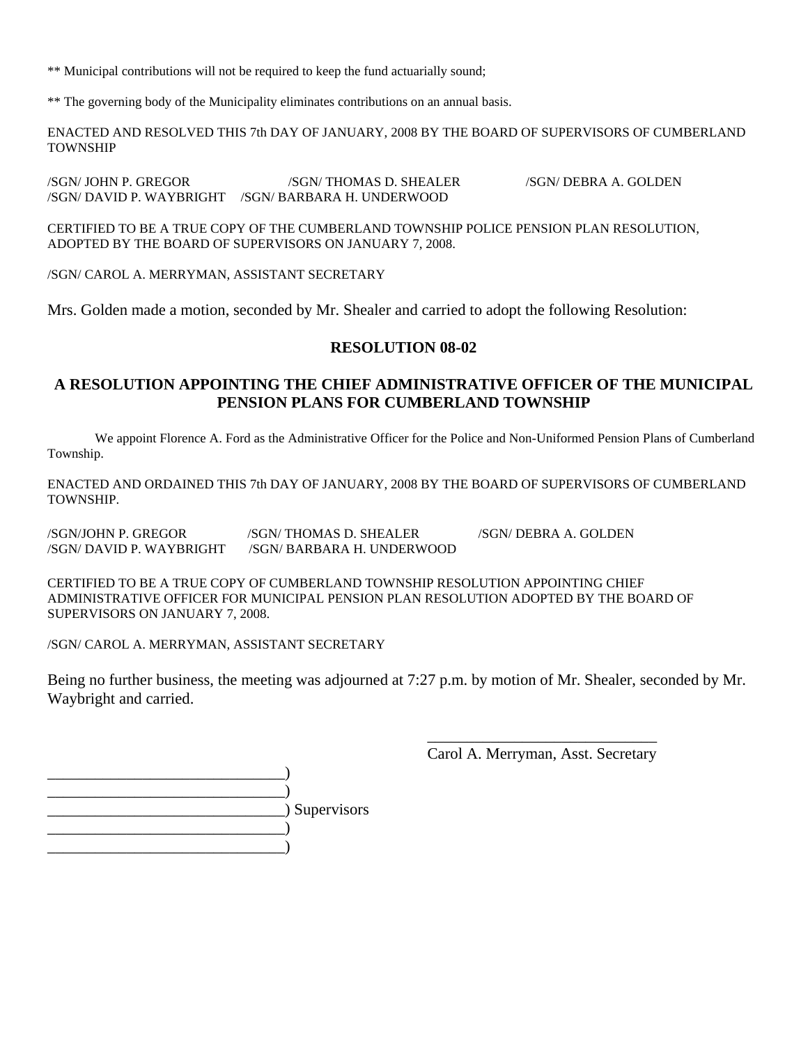** Municipal contributions will not be required to keep the fund actuarially sound;

** The governing body of the Municipality eliminates contributions on an annual basis.

ENACTED AND RESOLVED THIS 7th DAY OF JANUARY, 2008 BY THE BOARD OF SUPERVISORS OF CUMBERLAND TOWNSHIP

/SGN/ JOHN P. GREGOR /SGN/ THOMAS D. SHEALER /SGN/ DEBRA A. GOLDEN
/SGN/ DAVID P. WAYBRIGHT /SGN/ BARBARA H. UNDERWOOD

CERTIFIED TO BE A TRUE COPY OF THE CUMBERLAND TOWNSHIP POLICE PENSION PLAN RESOLUTION, ADOPTED BY THE BOARD OF SUPERVISORS ON JANUARY 7, 2008.

/SGN/ CAROL A. MERRYMAN, ASSISTANT SECRETARY

Mrs. Golden made a motion, seconded by Mr. Shealer and carried to adopt the following Resolution:

## RESOLUTION 08-02

## A RESOLUTION APPOINTING THE CHIEF ADMINISTRATIVE OFFICER OF THE MUNICIPAL PENSION PLANS FOR CUMBERLAND TOWNSHIP

We appoint Florence A. Ford as the Administrative Officer for the Police and Non-Uniformed Pension Plans of Cumberland Township.

ENACTED AND ORDAINED THIS 7th DAY OF JANUARY, 2008 BY THE BOARD OF SUPERVISORS OF CUMBERLAND TOWNSHIP.

/SGN/JOHN P. GREGOR /SGN/ THOMAS D. SHEALER /SGN/ DEBRA A. GOLDEN
/SGN/ DAVID P. WAYBRIGHT /SGN/ BARBARA H. UNDERWOOD

CERTIFIED TO BE A TRUE COPY OF CUMBERLAND TOWNSHIP RESOLUTION APPOINTING CHIEF ADMINISTRATIVE OFFICER FOR MUNICIPAL PENSION PLAN RESOLUTION ADOPTED BY THE BOARD OF SUPERVISORS ON JANUARY 7, 2008.

/SGN/ CAROL A. MERRYMAN, ASSISTANT SECRETARY

Being no further business, the meeting was adjourned at 7:27 p.m. by motion of Mr. Shealer, seconded by Mr. Waybright and carried.

______________________________
Carol A. Merryman, Asst. Secretary

______________________________)
______________________________)
______________________________) Supervisors
______________________________)
______________________________)